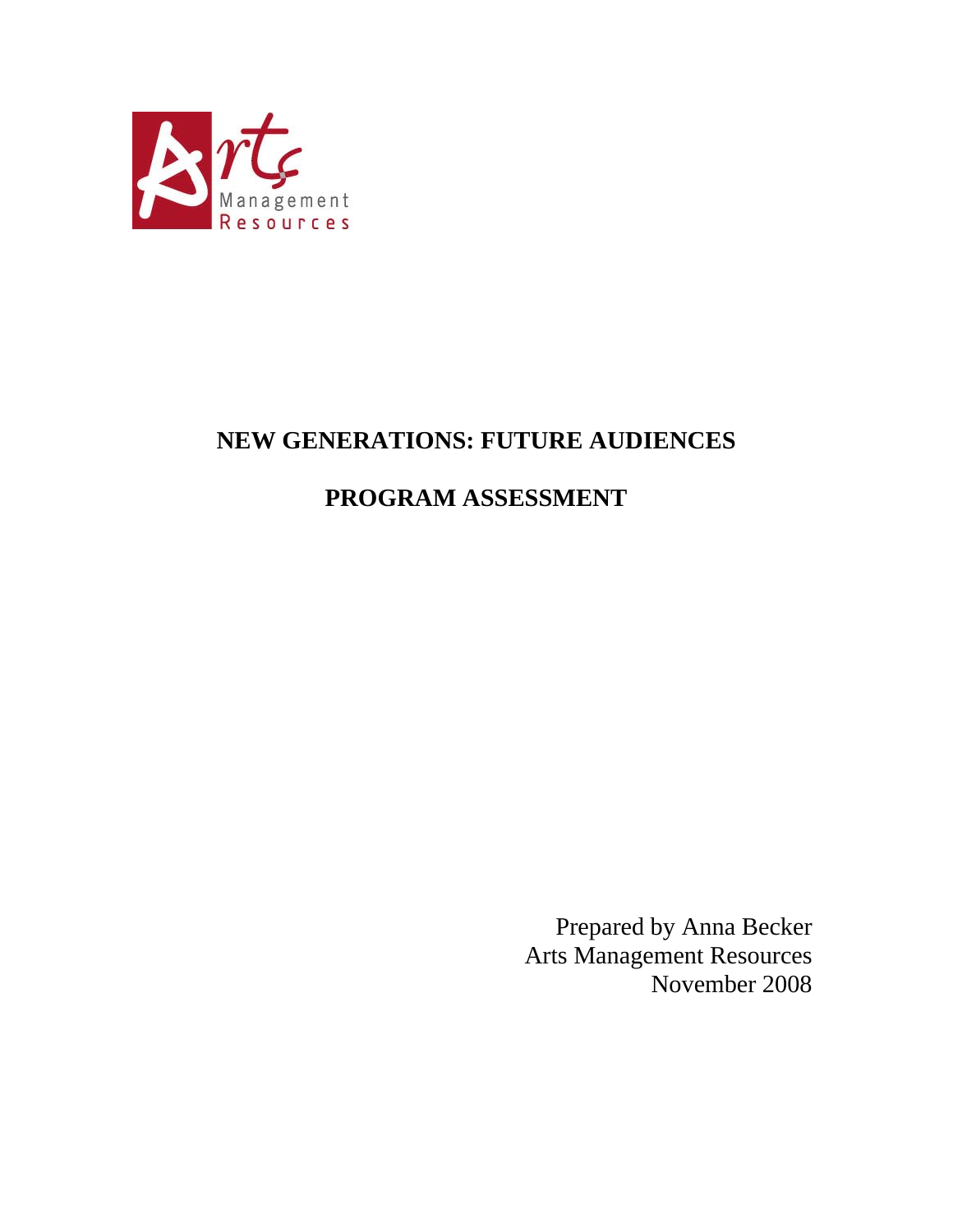# NEW GENERATIONS: FUTURE AUDIENCES

## PROGRAM ASSESSMENT

Prepared by Anna Becker
Arts Management Resources
November 2008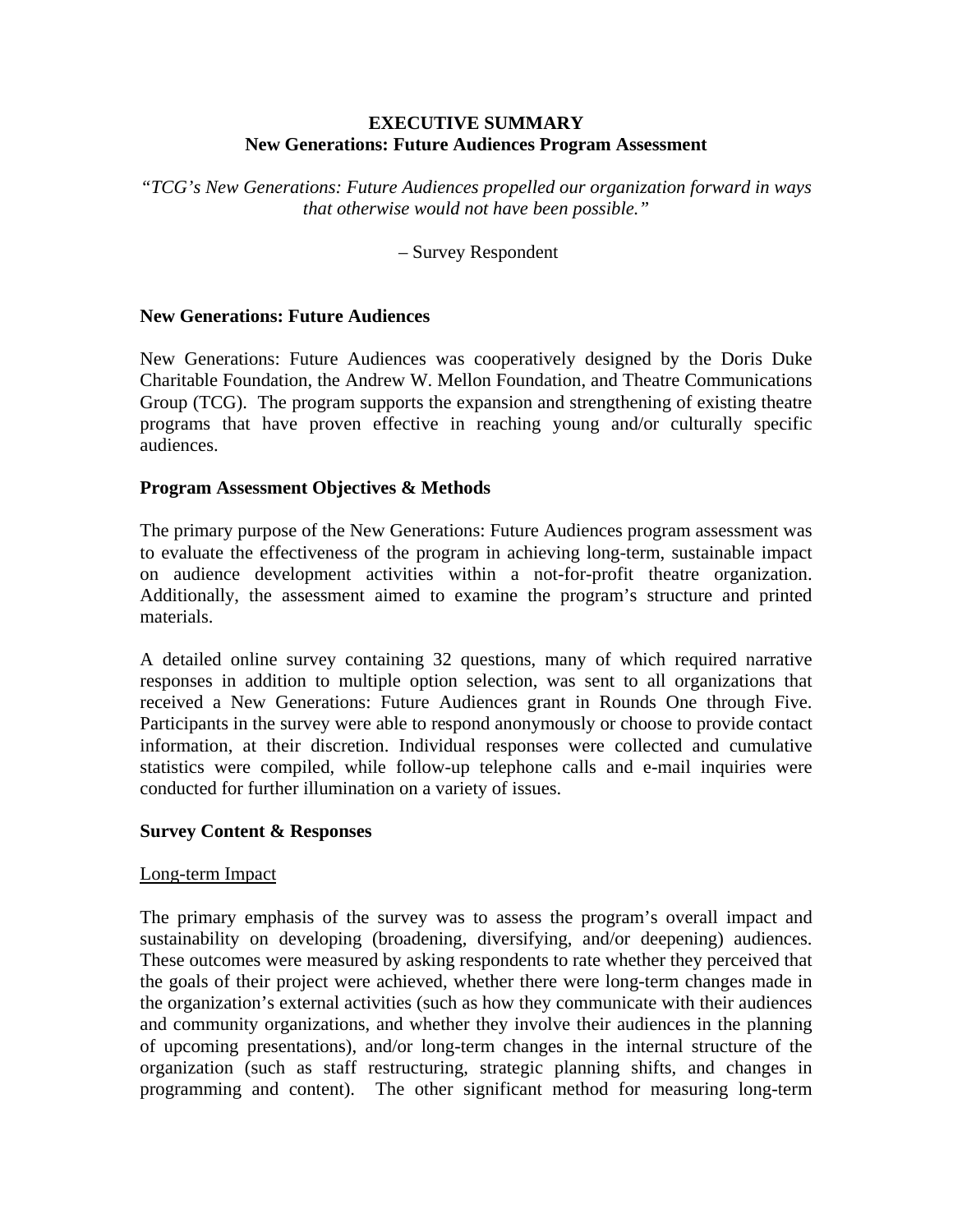**EXECUTIVE SUMMARY**
**New Generations: Future Audiences Program Assessment**

*"TCG's New Generations: Future Audiences propelled our organization forward in ways that otherwise would not have been possible."*

– Survey Respondent

**New Generations: Future Audiences**

New Generations: Future Audiences was cooperatively designed by the Doris Duke Charitable Foundation, the Andrew W. Mellon Foundation, and Theatre Communications Group (TCG). The program supports the expansion and strengthening of existing theatre programs that have proven effective in reaching young and/or culturally specific audiences.

**Program Assessment Objectives & Methods**

The primary purpose of the New Generations: Future Audiences program assessment was to evaluate the effectiveness of the program in achieving long-term, sustainable impact on audience development activities within a not-for-profit theatre organization. Additionally, the assessment aimed to examine the program's structure and printed materials.

A detailed online survey containing 32 questions, many of which required narrative responses in addition to multiple option selection, was sent to all organizations that received a New Generations: Future Audiences grant in Rounds One through Five. Participants in the survey were able to respond anonymously or choose to provide contact information, at their discretion. Individual responses were collected and cumulative statistics were compiled, while follow-up telephone calls and e-mail inquiries were conducted for further illumination on a variety of issues.

**Survey Content & Responses**

Long-term Impact

The primary emphasis of the survey was to assess the program's overall impact and sustainability on developing (broadening, diversifying, and/or deepening) audiences. These outcomes were measured by asking respondents to rate whether they perceived that the goals of their project were achieved, whether there were long-term changes made in the organization's external activities (such as how they communicate with their audiences and community organizations, and whether they involve their audiences in the planning of upcoming presentations), and/or long-term changes in the internal structure of the organization (such as staff restructuring, strategic planning shifts, and changes in programming and content). The other significant method for measuring long-term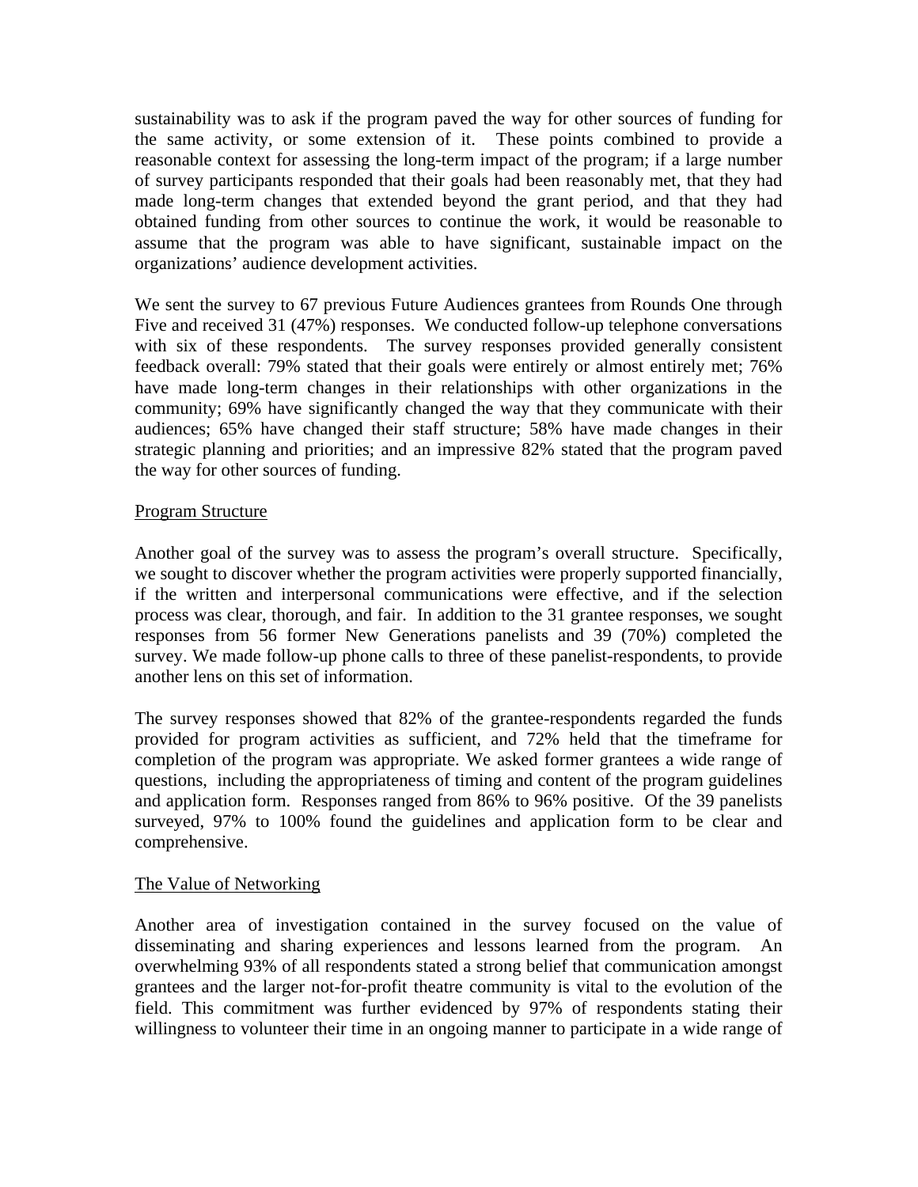sustainability was to ask if the program paved the way for other sources of funding for the same activity, or some extension of it. These points combined to provide a reasonable context for assessing the long-term impact of the program; if a large number of survey participants responded that their goals had been reasonably met, that they had made long-term changes that extended beyond the grant period, and that they had obtained funding from other sources to continue the work, it would be reasonable to assume that the program was able to have significant, sustainable impact on the organizations' audience development activities.

We sent the survey to 67 previous Future Audiences grantees from Rounds One through Five and received 31 (47%) responses. We conducted follow-up telephone conversations with six of these respondents. The survey responses provided generally consistent feedback overall: 79% stated that their goals were entirely or almost entirely met; 76% have made long-term changes in their relationships with other organizations in the community; 69% have significantly changed the way that they communicate with their audiences; 65% have changed their staff structure; 58% have made changes in their strategic planning and priorities; and an impressive 82% stated that the program paved the way for other sources of funding.

<u>Program Structure</u>

Another goal of the survey was to assess the program's overall structure. Specifically, we sought to discover whether the program activities were properly supported financially, if the written and interpersonal communications were effective, and if the selection process was clear, thorough, and fair. In addition to the 31 grantee responses, we sought responses from 56 former New Generations panelists and 39 (70%) completed the survey. We made follow-up phone calls to three of these panelist-respondents, to provide another lens on this set of information.

The survey responses showed that 82% of the grantee-respondents regarded the funds provided for program activities as sufficient, and 72% held that the timeframe for completion of the program was appropriate. We asked former grantees a wide range of questions, including the appropriateness of timing and content of the program guidelines and application form. Responses ranged from 86% to 96% positive. Of the 39 panelists surveyed, 97% to 100% found the guidelines and application form to be clear and comprehensive.

<u>The Value of Networking</u>

Another area of investigation contained in the survey focused on the value of disseminating and sharing experiences and lessons learned from the program. An overwhelming 93% of all respondents stated a strong belief that communication amongst grantees and the larger not-for-profit theatre community is vital to the evolution of the field. This commitment was further evidenced by 97% of respondents stating their willingness to volunteer their time in an ongoing manner to participate in a wide range of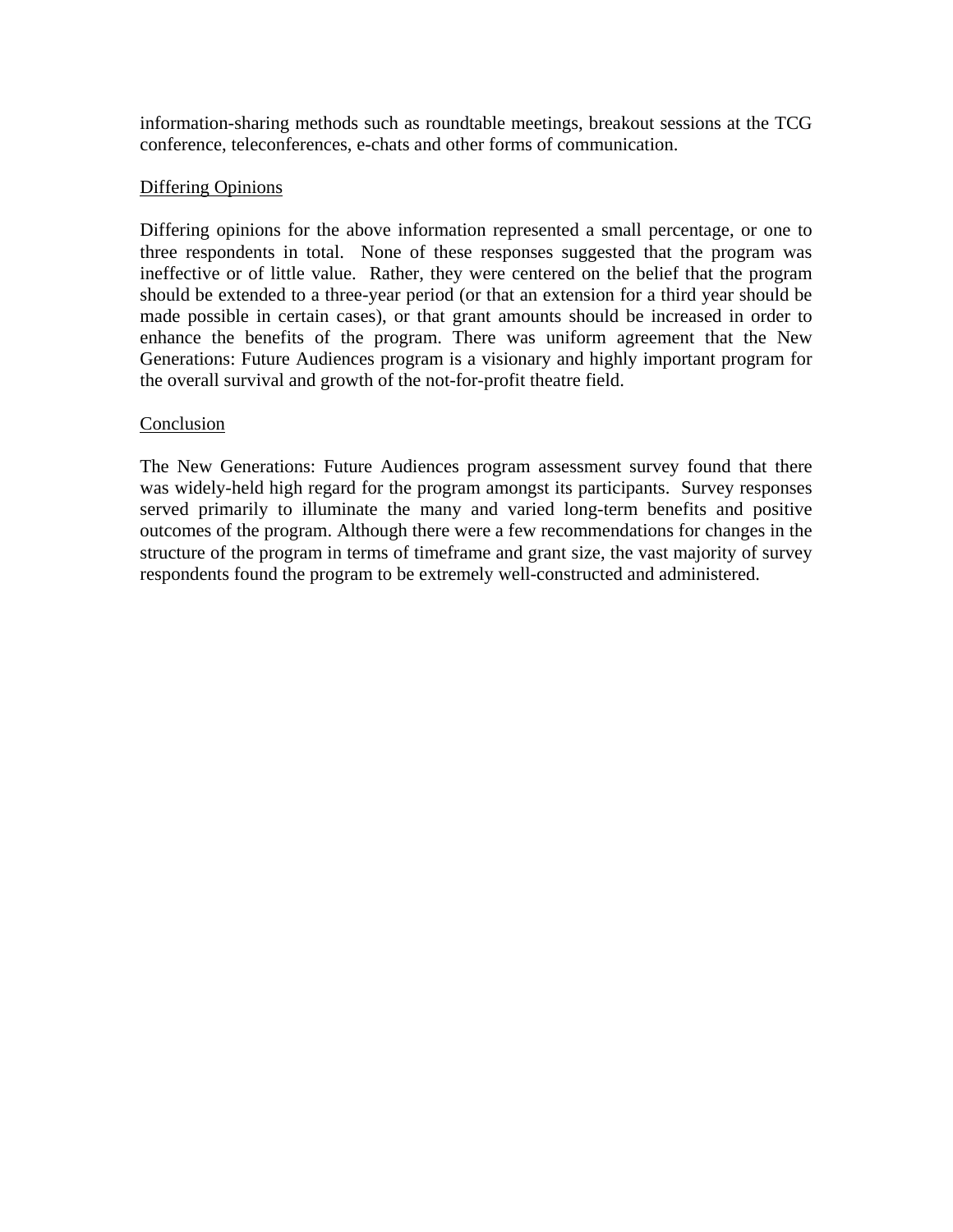information-sharing methods such as roundtable meetings, breakout sessions at the TCG conference, teleconferences, e-chats and other forms of communication.

<u>Differing Opinions</u>

Differing opinions for the above information represented a small percentage, or one to three respondents in total. None of these responses suggested that the program was ineffective or of little value. Rather, they were centered on the belief that the program should be extended to a three-year period (or that an extension for a third year should be made possible in certain cases), or that grant amounts should be increased in order to enhance the benefits of the program. There was uniform agreement that the New Generations: Future Audiences program is a visionary and highly important program for the overall survival and growth of the not-for-profit theatre field.

<u>Conclusion</u>

The New Generations: Future Audiences program assessment survey found that there was widely-held high regard for the program amongst its participants. Survey responses served primarily to illuminate the many and varied long-term benefits and positive outcomes of the program. Although there were a few recommendations for changes in the structure of the program in terms of timeframe and grant size, the vast majority of survey respondents found the program to be extremely well-constructed and administered.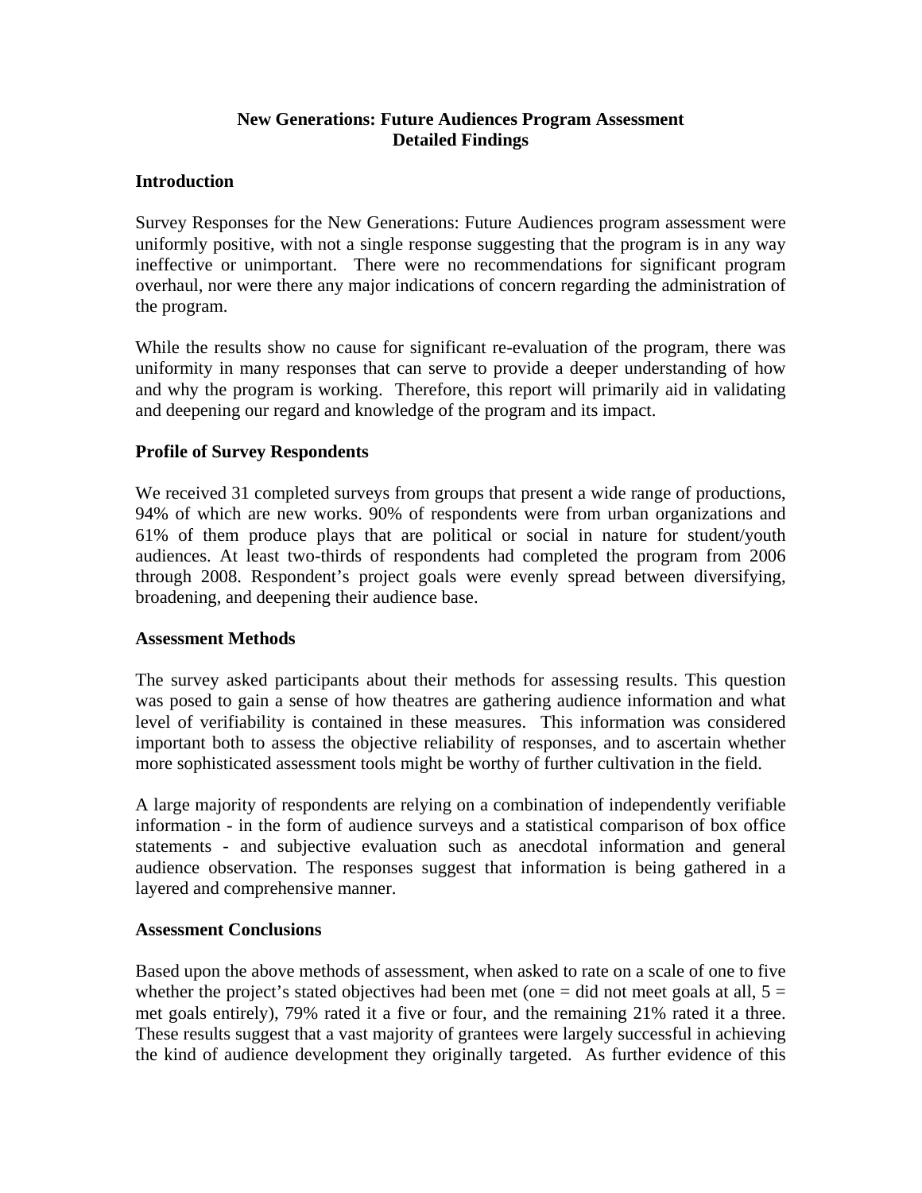# New Generations: Future Audiences Program Assessment
# Detailed Findings

## Introduction

Survey Responses for the New Generations: Future Audiences program assessment were uniformly positive, with not a single response suggesting that the program is in any way ineffective or unimportant. There were no recommendations for significant program overhaul, nor were there any major indications of concern regarding the administration of the program.

While the results show no cause for significant re-evaluation of the program, there was uniformity in many responses that can serve to provide a deeper understanding of how and why the program is working. Therefore, this report will primarily aid in validating and deepening our regard and knowledge of the program and its impact.

## Profile of Survey Respondents

We received 31 completed surveys from groups that present a wide range of productions, 94% of which are new works. 90% of respondents were from urban organizations and 61% of them produce plays that are political or social in nature for student/youth audiences. At least two-thirds of respondents had completed the program from 2006 through 2008. Respondent's project goals were evenly spread between diversifying, broadening, and deepening their audience base.

## Assessment Methods

The survey asked participants about their methods for assessing results. This question was posed to gain a sense of how theatres are gathering audience information and what level of verifiability is contained in these measures. This information was considered important both to assess the objective reliability of responses, and to ascertain whether more sophisticated assessment tools might be worthy of further cultivation in the field.

A large majority of respondents are relying on a combination of independently verifiable information - in the form of audience surveys and a statistical comparison of box office statements - and subjective evaluation such as anecdotal information and general audience observation. The responses suggest that information is being gathered in a layered and comprehensive manner.

## Assessment Conclusions

Based upon the above methods of assessment, when asked to rate on a scale of one to five whether the project's stated objectives had been met (one = did not meet goals at all, 5 = met goals entirely), 79% rated it a five or four, and the remaining 21% rated it a three. These results suggest that a vast majority of grantees were largely successful in achieving the kind of audience development they originally targeted. As further evidence of this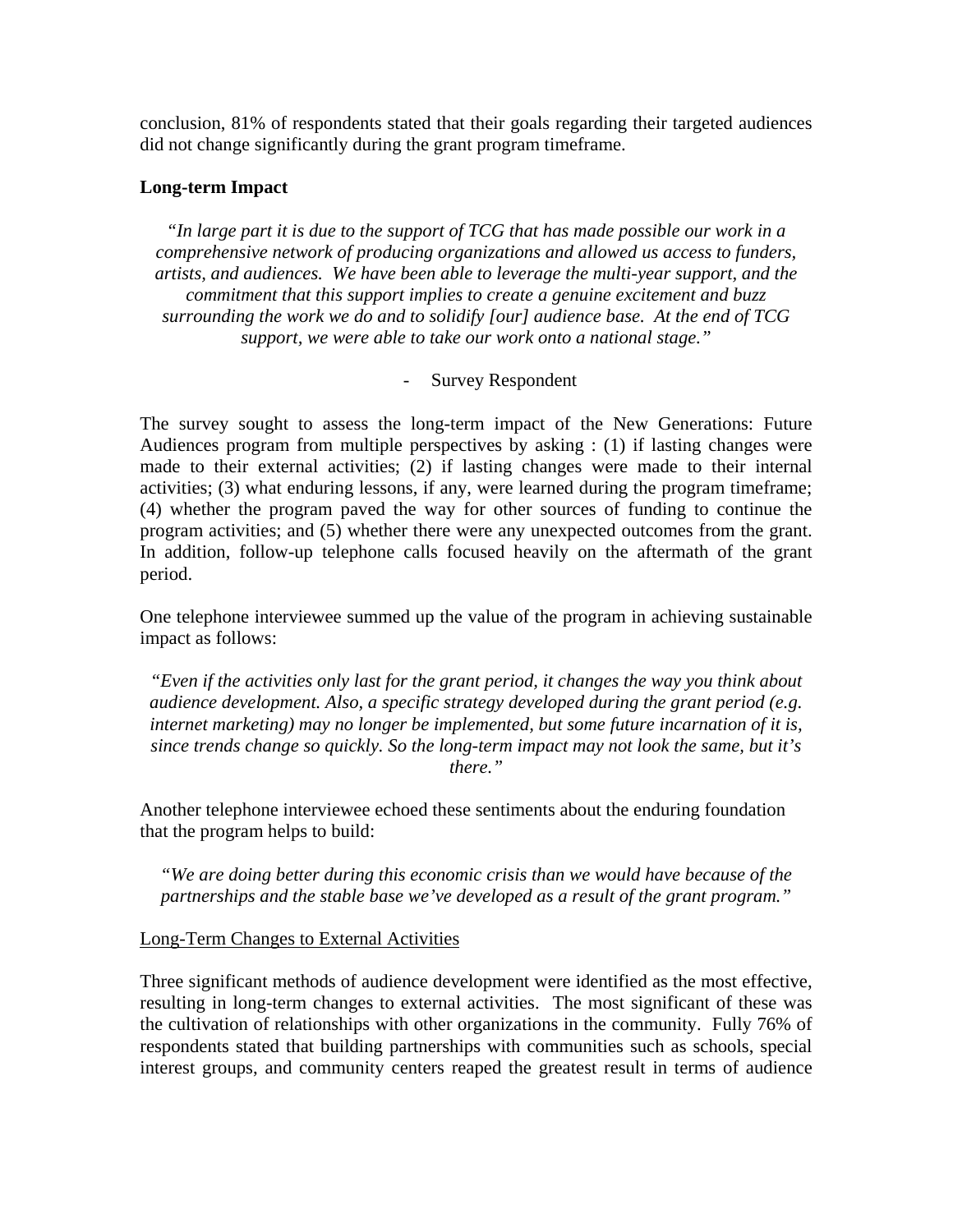conclusion, 81% of respondents stated that their goals regarding their targeted audiences did not change significantly during the grant program timeframe.

**Long-term Impact**

*"In large part it is due to the support of TCG that has made possible our work in a comprehensive network of producing organizations and allowed us access to funders, artists, and audiences. We have been able to leverage the multi-year support, and the commitment that this support implies to create a genuine excitement and buzz surrounding the work we do and to solidify [our] audience base. At the end of TCG support, we were able to take our work onto a national stage."*

- Survey Respondent

The survey sought to assess the long-term impact of the New Generations: Future Audiences program from multiple perspectives by asking : (1) if lasting changes were made to their external activities; (2) if lasting changes were made to their internal activities; (3) what enduring lessons, if any, were learned during the program timeframe; (4) whether the program paved the way for other sources of funding to continue the program activities; and (5) whether there were any unexpected outcomes from the grant. In addition, follow-up telephone calls focused heavily on the aftermath of the grant period.

One telephone interviewee summed up the value of the program in achieving sustainable impact as follows:

*"Even if the activities only last for the grant period, it changes the way you think about audience development. Also, a specific strategy developed during the grant period (e.g. internet marketing) may no longer be implemented, but some future incarnation of it is, since trends change so quickly. So the long-term impact may not look the same, but it's there."*

Another telephone interviewee echoed these sentiments about the enduring foundation that the program helps to build:

*"We are doing better during this economic crisis than we would have because of the partnerships and the stable base we've developed as a result of the grant program."*

<u>Long-Term Changes to External Activities</u>

Three significant methods of audience development were identified as the most effective, resulting in long-term changes to external activities. The most significant of these was the cultivation of relationships with other organizations in the community. Fully 76% of respondents stated that building partnerships with communities such as schools, special interest groups, and community centers reaped the greatest result in terms of audience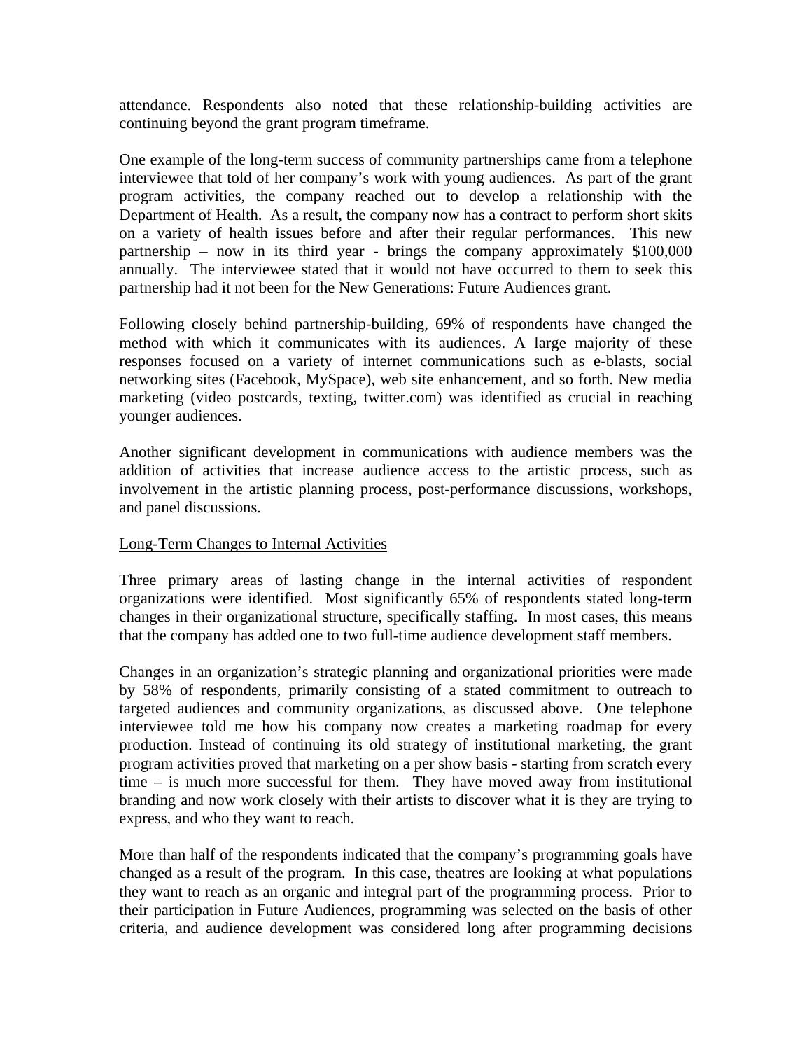attendance. Respondents also noted that these relationship-building activities are continuing beyond the grant program timeframe.

One example of the long-term success of community partnerships came from a telephone interviewee that told of her company's work with young audiences. As part of the grant program activities, the company reached out to develop a relationship with the Department of Health. As a result, the company now has a contract to perform short skits on a variety of health issues before and after their regular performances. This new partnership – now in its third year - brings the company approximately $100,000 annually. The interviewee stated that it would not have occurred to them to seek this partnership had it not been for the New Generations: Future Audiences grant.

Following closely behind partnership-building, 69% of respondents have changed the method with which it communicates with its audiences. A large majority of these responses focused on a variety of internet communications such as e-blasts, social networking sites (Facebook, MySpace), web site enhancement, and so forth. New media marketing (video postcards, texting, twitter.com) was identified as crucial in reaching younger audiences.

Another significant development in communications with audience members was the addition of activities that increase audience access to the artistic process, such as involvement in the artistic planning process, post-performance discussions, workshops, and panel discussions.

<u>Long-Term Changes to Internal Activities</u>

Three primary areas of lasting change in the internal activities of respondent organizations were identified. Most significantly 65% of respondents stated long-term changes in their organizational structure, specifically staffing. In most cases, this means that the company has added one to two full-time audience development staff members.

Changes in an organization's strategic planning and organizational priorities were made by 58% of respondents, primarily consisting of a stated commitment to outreach to targeted audiences and community organizations, as discussed above. One telephone interviewee told me how his company now creates a marketing roadmap for every production. Instead of continuing its old strategy of institutional marketing, the grant program activities proved that marketing on a per show basis - starting from scratch every time – is much more successful for them. They have moved away from institutional branding and now work closely with their artists to discover what it is they are trying to express, and who they want to reach.

More than half of the respondents indicated that the company's programming goals have changed as a result of the program. In this case, theatres are looking at what populations they want to reach as an organic and integral part of the programming process. Prior to their participation in Future Audiences, programming was selected on the basis of other criteria, and audience development was considered long after programming decisions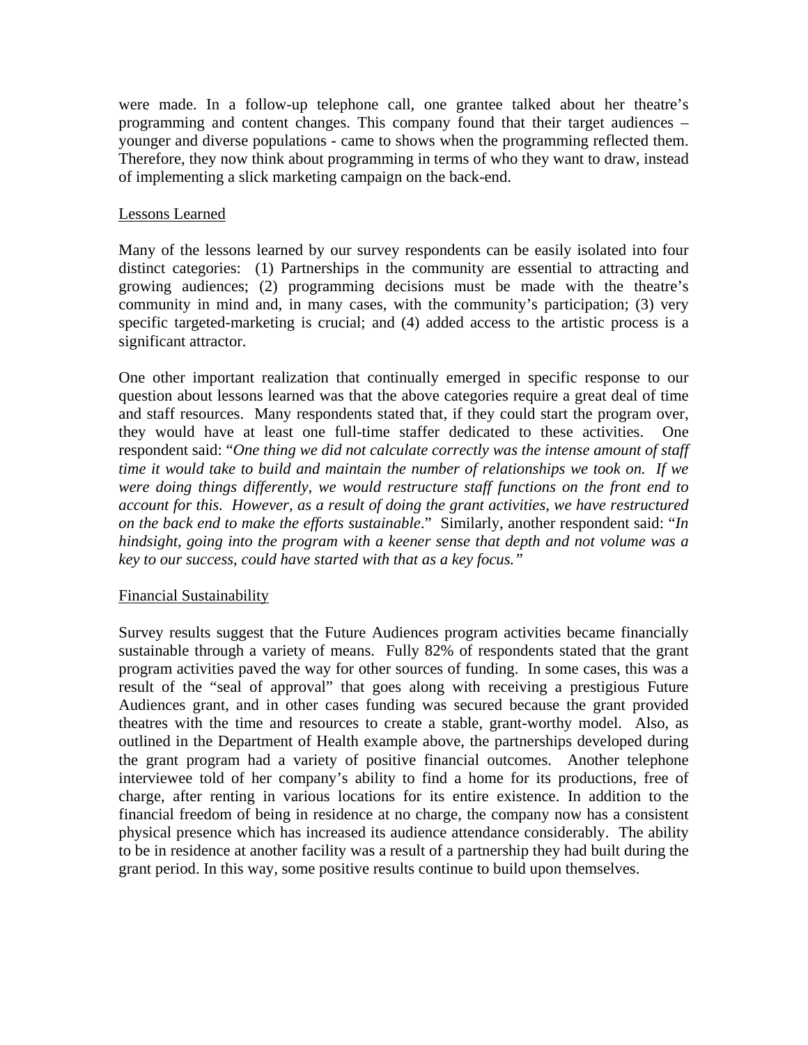were made. In a follow-up telephone call, one grantee talked about her theatre's programming and content changes. This company found that their target audiences – younger and diverse populations - came to shows when the programming reflected them. Therefore, they now think about programming in terms of who they want to draw, instead of implementing a slick marketing campaign on the back-end.

## Lessons Learned

Many of the lessons learned by our survey respondents can be easily isolated into four distinct categories: (1) Partnerships in the community are essential to attracting and growing audiences; (2) programming decisions must be made with the theatre's community in mind and, in many cases, with the community's participation; (3) very specific targeted-marketing is crucial; and (4) added access to the artistic process is a significant attractor.

One other important realization that continually emerged in specific response to our question about lessons learned was that the above categories require a great deal of time and staff resources. Many respondents stated that, if they could start the program over, they would have at least one full-time staffer dedicated to these activities. One respondent said: "*One thing we did not calculate correctly was the intense amount of staff time it would take to build and maintain the number of relationships we took on. If we were doing things differently, we would restructure staff functions on the front end to account for this. However, as a result of doing the grant activities, we have restructured on the back end to make the efforts sustainable*." Similarly, another respondent said: "*In hindsight, going into the program with a keener sense that depth and not volume was a key to our success, could have started with that as a key focus.*"

## Financial Sustainability

Survey results suggest that the Future Audiences program activities became financially sustainable through a variety of means. Fully 82% of respondents stated that the grant program activities paved the way for other sources of funding. In some cases, this was a result of the "seal of approval" that goes along with receiving a prestigious Future Audiences grant, and in other cases funding was secured because the grant provided theatres with the time and resources to create a stable, grant-worthy model. Also, as outlined in the Department of Health example above, the partnerships developed during the grant program had a variety of positive financial outcomes. Another telephone interviewee told of her company's ability to find a home for its productions, free of charge, after renting in various locations for its entire existence. In addition to the financial freedom of being in residence at no charge, the company now has a consistent physical presence which has increased its audience attendance considerably. The ability to be in residence at another facility was a result of a partnership they had built during the grant period. In this way, some positive results continue to build upon themselves.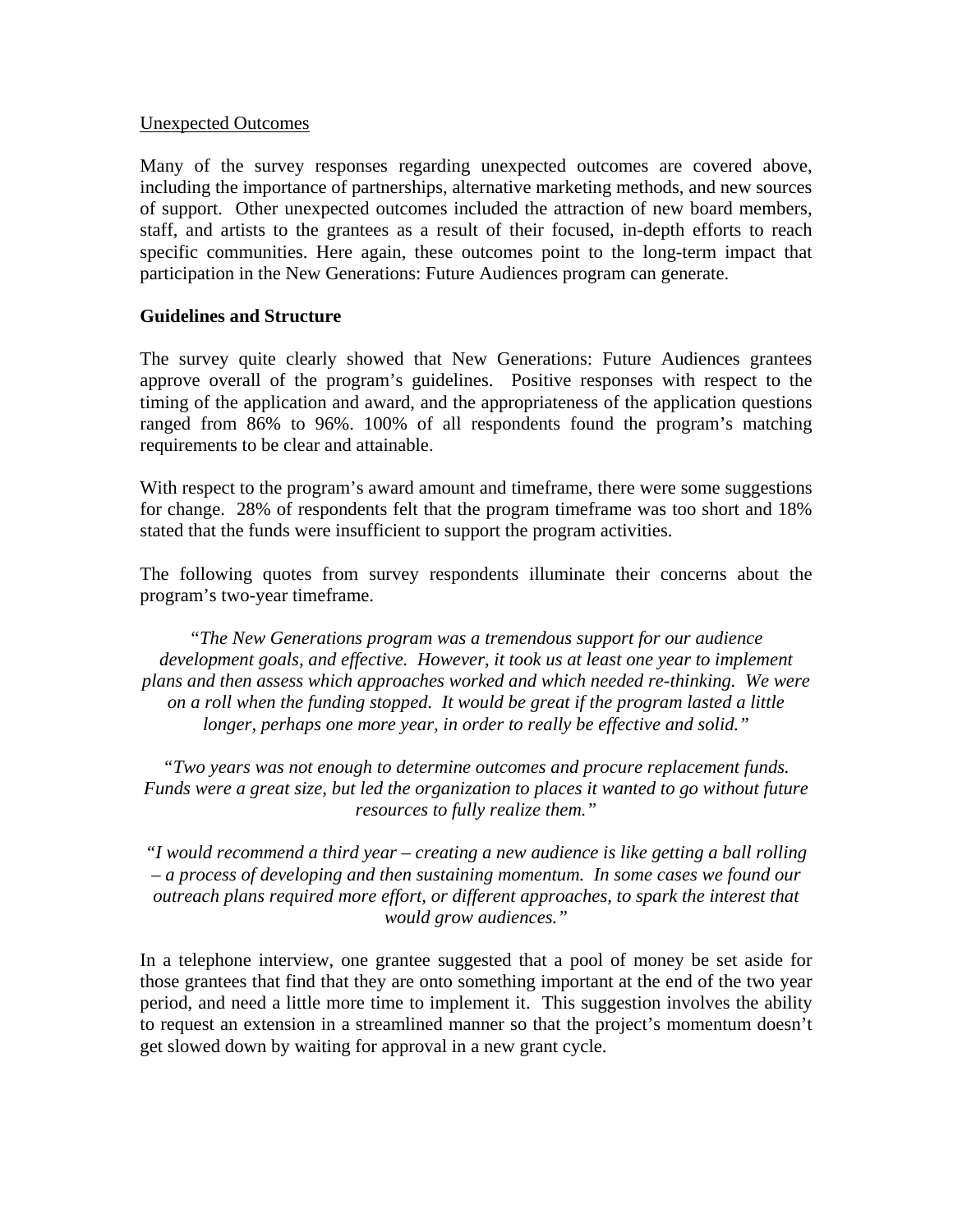Unexpected Outcomes

Many of the survey responses regarding unexpected outcomes are covered above, including the importance of partnerships, alternative marketing methods, and new sources of support. Other unexpected outcomes included the attraction of new board members, staff, and artists to the grantees as a result of their focused, in-depth efforts to reach specific communities. Here again, these outcomes point to the long-term impact that participation in the New Generations: Future Audiences program can generate.

**Guidelines and Structure**

The survey quite clearly showed that New Generations: Future Audiences grantees approve overall of the program's guidelines. Positive responses with respect to the timing of the application and award, and the appropriateness of the application questions ranged from 86% to 96%. 100% of all respondents found the program's matching requirements to be clear and attainable.

With respect to the program's award amount and timeframe, there were some suggestions for change. 28% of respondents felt that the program timeframe was too short and 18% stated that the funds were insufficient to support the program activities.

The following quotes from survey respondents illuminate their concerns about the program's two-year timeframe.

*"The New Generations program was a tremendous support for our audience development goals, and effective. However, it took us at least one year to implement plans and then assess which approaches worked and which needed re-thinking. We were on a roll when the funding stopped. It would be great if the program lasted a little longer, perhaps one more year, in order to really be effective and solid."*

*"Two years was not enough to determine outcomes and procure replacement funds. Funds were a great size, but led the organization to places it wanted to go without future resources to fully realize them."*

*"I would recommend a third year – creating a new audience is like getting a ball rolling – a process of developing and then sustaining momentum. In some cases we found our outreach plans required more effort, or different approaches, to spark the interest that would grow audiences."*

In a telephone interview, one grantee suggested that a pool of money be set aside for those grantees that find that they are onto something important at the end of the two year period, and need a little more time to implement it. This suggestion involves the ability to request an extension in a streamlined manner so that the project's momentum doesn't get slowed down by waiting for approval in a new grant cycle.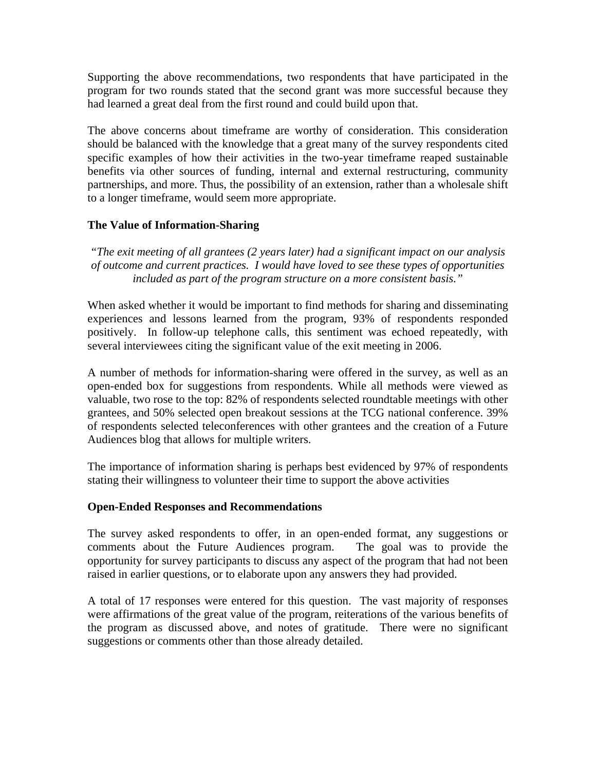Supporting the above recommendations, two respondents that have participated in the program for two rounds stated that the second grant was more successful because they had learned a great deal from the first round and could build upon that.

The above concerns about timeframe are worthy of consideration. This consideration should be balanced with the knowledge that a great many of the survey respondents cited specific examples of how their activities in the two-year timeframe reaped sustainable benefits via other sources of funding, internal and external restructuring, community partnerships, and more. Thus, the possibility of an extension, rather than a wholesale shift to a longer timeframe, would seem more appropriate.

**The Value of Information-Sharing**

*"The exit meeting of all grantees (2 years later) had a significant impact on our analysis of outcome and current practices. I would have loved to see these types of opportunities included as part of the program structure on a more consistent basis."*

When asked whether it would be important to find methods for sharing and disseminating experiences and lessons learned from the program, 93% of respondents responded positively. In follow-up telephone calls, this sentiment was echoed repeatedly, with several interviewees citing the significant value of the exit meeting in 2006.

A number of methods for information-sharing were offered in the survey, as well as an open-ended box for suggestions from respondents. While all methods were viewed as valuable, two rose to the top: 82% of respondents selected roundtable meetings with other grantees, and 50% selected open breakout sessions at the TCG national conference. 39% of respondents selected teleconferences with other grantees and the creation of a Future Audiences blog that allows for multiple writers.

The importance of information sharing is perhaps best evidenced by 97% of respondents stating their willingness to volunteer their time to support the above activities

**Open-Ended Responses and Recommendations**

The survey asked respondents to offer, in an open-ended format, any suggestions or comments about the Future Audiences program. The goal was to provide the opportunity for survey participants to discuss any aspect of the program that had not been raised in earlier questions, or to elaborate upon any answers they had provided.

A total of 17 responses were entered for this question. The vast majority of responses were affirmations of the great value of the program, reiterations of the various benefits of the program as discussed above, and notes of gratitude. There were no significant suggestions or comments other than those already detailed.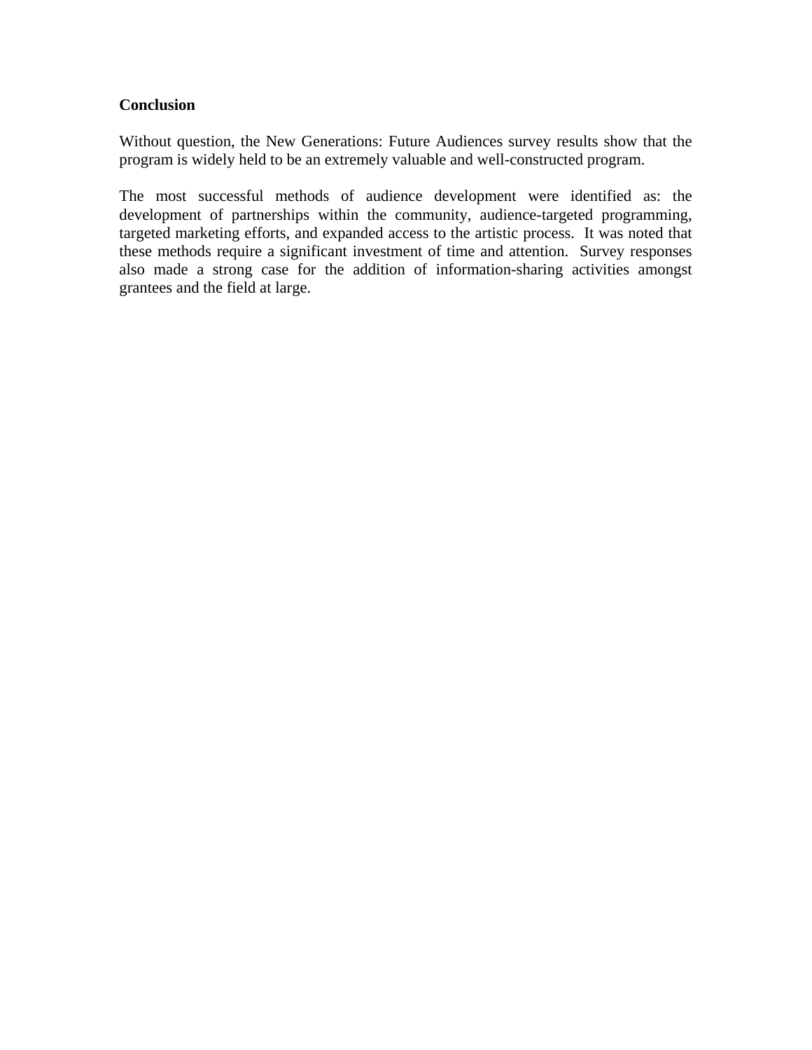**Conclusion**

Without question, the New Generations: Future Audiences survey results show that the program is widely held to be an extremely valuable and well-constructed program.

The most successful methods of audience development were identified as: the development of partnerships within the community, audience-targeted programming, targeted marketing efforts, and expanded access to the artistic process. It was noted that these methods require a significant investment of time and attention. Survey responses also made a strong case for the addition of information-sharing activities amongst grantees and the field at large.